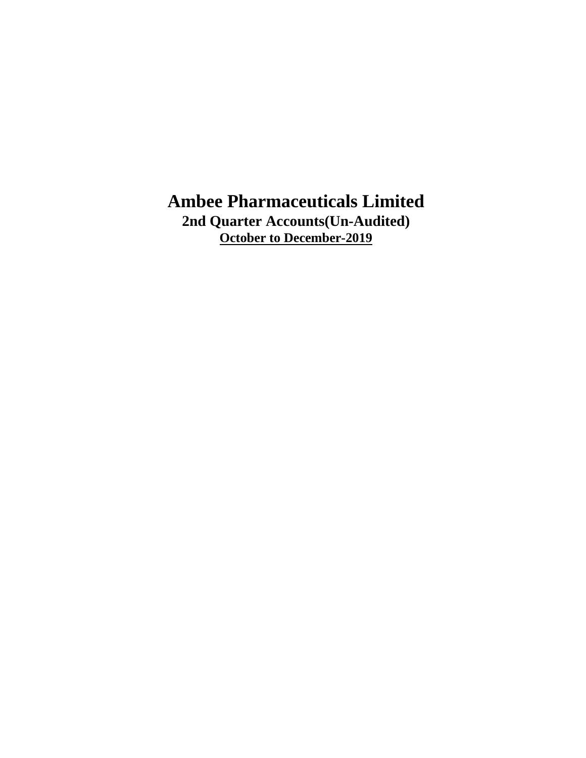# Ambee Pharmaceuticals Limited

## 2nd Quarter Accounts(Un-Audited)

**October to December-2019**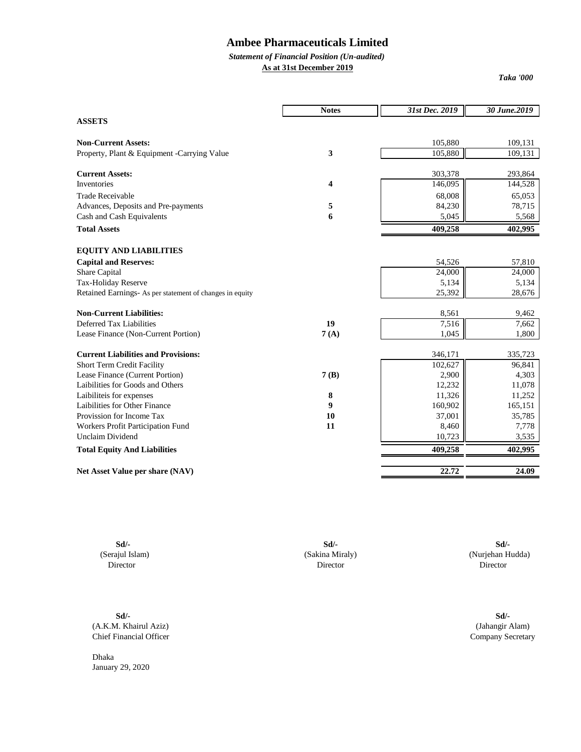# Ambee Pharmaceuticals Limited

***Statement of Financial Position (Un-audited)***

**As at 31st December 2019**

*Taka '000*

| | Notes | *31st Dec. 2019* | *30 June.2019* |
|---|---|---|---|
| **ASSETS** | | | |
| **Non-Current Assets:** | | 105,880 | 109,131 |
| Property, Plant & Equipment -Carrying Value | 3 | 105,880 | 109,131 |
| **Current Assets:** | | 303,378 | 293,864 |
| Inventories | 4 | 146,095 | 144,528 |
| Trade Receivable | | 68,008 | 65,053 |
| Advances, Deposits and Pre-payments | 5 | 84,230 | 78,715 |
| Cash and Cash Equivalents | 6 | 5,045 | 5,568 |
| **Total Assets** | | **409,258** | **402,995** |
| **EQUITY AND LIABILITIES** | | | |
| **Capital and Reserves:** | | 54,526 | 57,810 |
| Share Capital | | 24,000 | 24,000 |
| Tax-Holiday Reserve | | 5,134 | 5,134 |
| Retained Earnings- As per statement of changes in equity | | 25,392 | 28,676 |
| **Non-Current Liabilities:** | | 8,561 | 9,462 |
| Deferred Tax Liabilities | 19 | 7,516 | 7,662 |
| Lease Finance (Non-Current Portion) | 7 (A) | 1,045 | 1,800 |
| **Current Liabilities and Provisions:** | | 346,171 | 335,723 |
| Short Term Credit Facility | | 102,627 | 96,841 |
| Lease Finance (Current Portion) | 7 (B) | 2,900 | 4,303 |
| Laibilities for Goods and Others | | 12,232 | 11,078 |
| Laibiliteis for expenses | 8 | 11,326 | 11,252 |
| Laibilities for Other Finance | 9 | 160,902 | 165,151 |
| Provission for Income Tax | 10 | 37,001 | 35,785 |
| Workers Profit Participation Fund | 11 | 8,460 | 7,778 |
| Unclaim Dividend | | 10,723 | 3,535 |
| **Total Equity And Liabilities** | | **409,258** | **402,995** |
| **Net Asset Value per share (NAV)** | | **22.72** | **24.09** |

**Sd/-**
(Serajul Islam)
Director

**Sd/-**
(Sakina Miraly)
Director

**Sd/-**
(Nurjehan Hudda)
Director

**Sd/-**
(A.K.M. Khairul Aziz)
Chief Financial Officer

**Sd/-**
(Jahangir Alam)
Company Secretary

Dhaka
January 29, 2020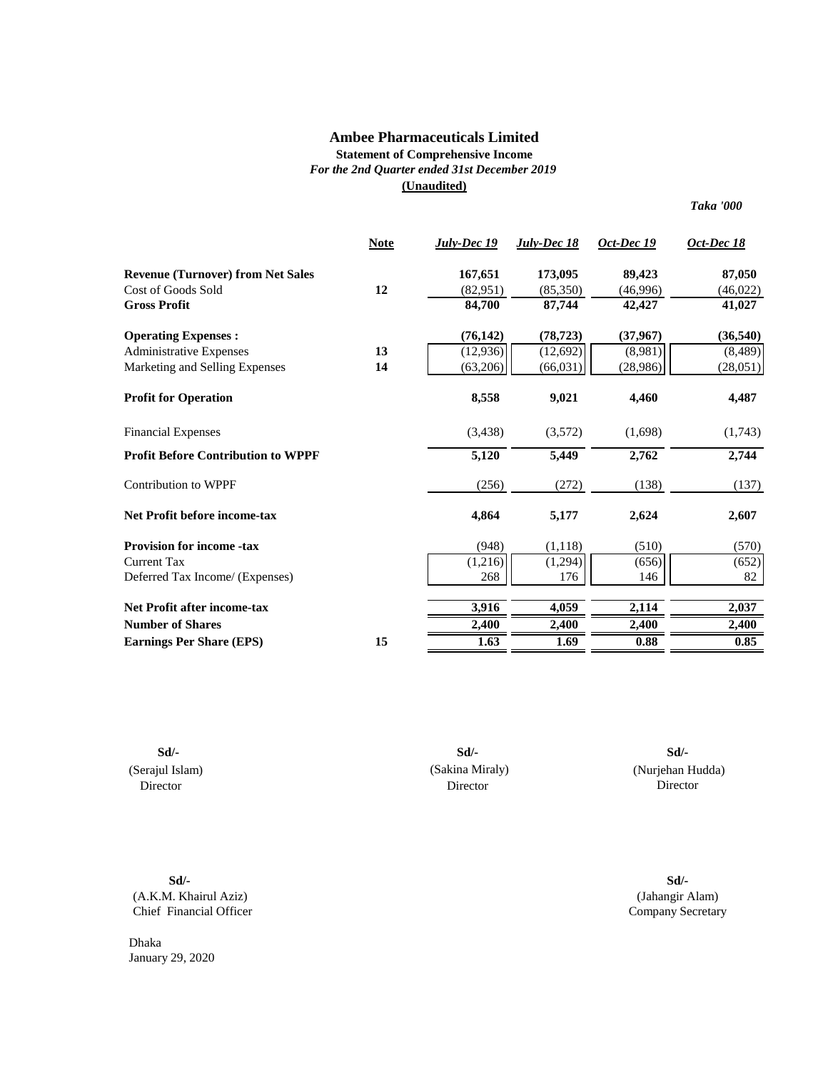# Ambee Pharmaceuticals Limited

**Statement of Comprehensive Income**

*For the 2nd Quarter ended 31st December 2019*

**(Unaudited)**

*Taka '000*

| | Note | July-Dec 19 | July-Dec 18 | Oct-Dec 19 | Oct-Dec 18 |
|---|---|---|---|---|---|
| **Revenue (Turnover) from Net Sales** | | 167,651 | 173,095 | 89,423 | 87,050 |
| Cost of Goods Sold | 12 | (82,951) | (85,350) | (46,996) | (46,022) |
| **Gross Profit** | | 84,700 | 87,744 | 42,427 | 41,027 |
| **Operating Expenses :** | | (76,142) | (78,723) | (37,967) | (36,540) |
| Administrative Expenses | 13 | (12,936) | (12,692) | (8,981) | (8,489) |
| Marketing and Selling Expenses | 14 | (63,206) | (66,031) | (28,986) | (28,051) |
| **Profit for Operation** | | 8,558 | 9,021 | 4,460 | 4,487 |
| Financial Expenses | | (3,438) | (3,572) | (1,698) | (1,743) |
| **Profit Before Contribution to WPPF** | | 5,120 | 5,449 | 2,762 | 2,744 |
| Contribution to WPPF | | (256) | (272) | (138) | (137) |
| **Net Profit before income-tax** | | 4,864 | 5,177 | 2,624 | 2,607 |
| **Provision for income -tax** | | (948) | (1,118) | (510) | (570) |
| Current Tax | | (1,216) | (1,294) | (656) | (652) |
| Deferred Tax Income/ (Expenses) | | 268 | 176 | 146 | 82 |
| **Net Profit after income-tax** | | 3,916 | 4,059 | 2,114 | 2,037 |
| **Number of Shares** | | 2,400 | 2,400 | 2,400 | 2,400 |
| **Earnings Per Share (EPS)** | 15 | 1.63 | 1.69 | 0.88 | 0.85 |

| Sd/- | Sd/- | Sd/- |
|---|---|---|
| (Serajul Islam) | (Sakina Miraly) | (Nurjehan Hudda) |
| Director | Director | Director |

| Sd/- | Sd/- |
|---|---|
| (A.K.M. Khairul Aziz) | (Jahangir Alam) |
| Chief Financial Officer | Company Secretary |

Dhaka
January 29, 2020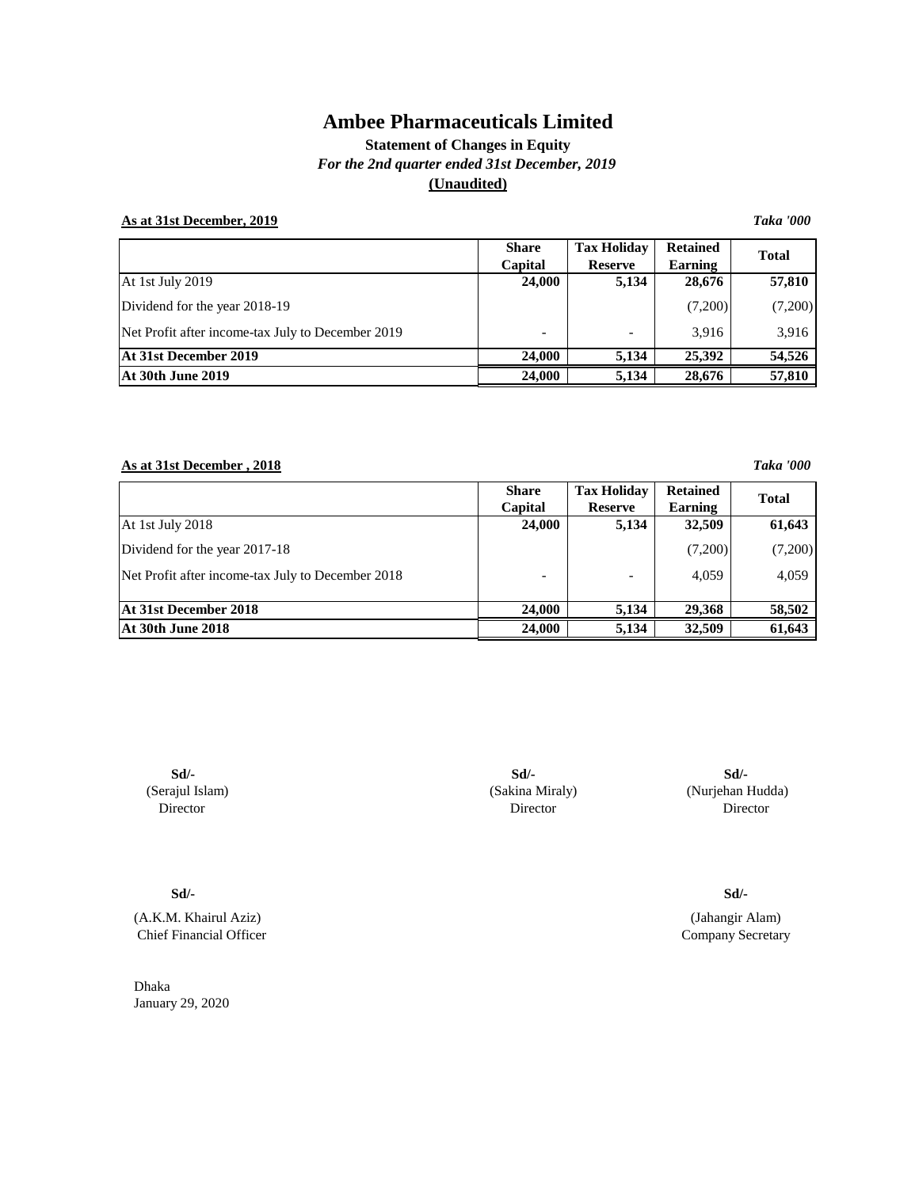# Ambee Pharmaceuticals Limited

**Statement of Changes in Equity**

***For the 2nd quarter ended 31st December, 2019***

**(Unaudited)**

**As at 31st December, 2019** *Taka '000*

| | Share Capital | Tax Holiday Reserve | Retained Earning | Total |
|---|---|---|---|---|
| At 1st July 2019 | **24,000** | **5,134** | **28,676** | **57,810** |
| Dividend for the year 2018-19 | | | (7,200) | (7,200) |
| Net Profit after income-tax July to December 2019 | - | - | 3,916 | 3,916 |
| **At 31st December 2019** | **24,000** | **5,134** | **25,392** | **54,526** |
| **At 30th June 2019** | **24,000** | **5,134** | **28,676** | **57,810** |

**As at 31st December , 2018** *Taka '000*

| | Share Capital | Tax Holiday Reserve | Retained Earning | Total |
|---|---|---|---|---|
| At 1st July 2018 | **24,000** | **5,134** | **32,509** | **61,643** |
| Dividend for the year 2017-18 | | | (7,200) | (7,200) |
| Net Profit after income-tax July to December 2018 | - | - | 4,059 | 4,059 |
| **At 31st December 2018** | **24,000** | **5,134** | **29,368** | **58,502** |
| **At 30th June 2018** | **24,000** | **5,134** | **32,509** | **61,643** |

**Sd/-**
(Serajul Islam)
Director

**Sd/-**
(Sakina Miraly)
Director

**Sd/-**
(Nurjehan Hudda)
Director

**Sd/-**
(A.K.M. Khairul Aziz)
Chief Financial Officer

**Sd/-**
(Jahangir Alam)
Company Secretary

Dhaka
January 29, 2020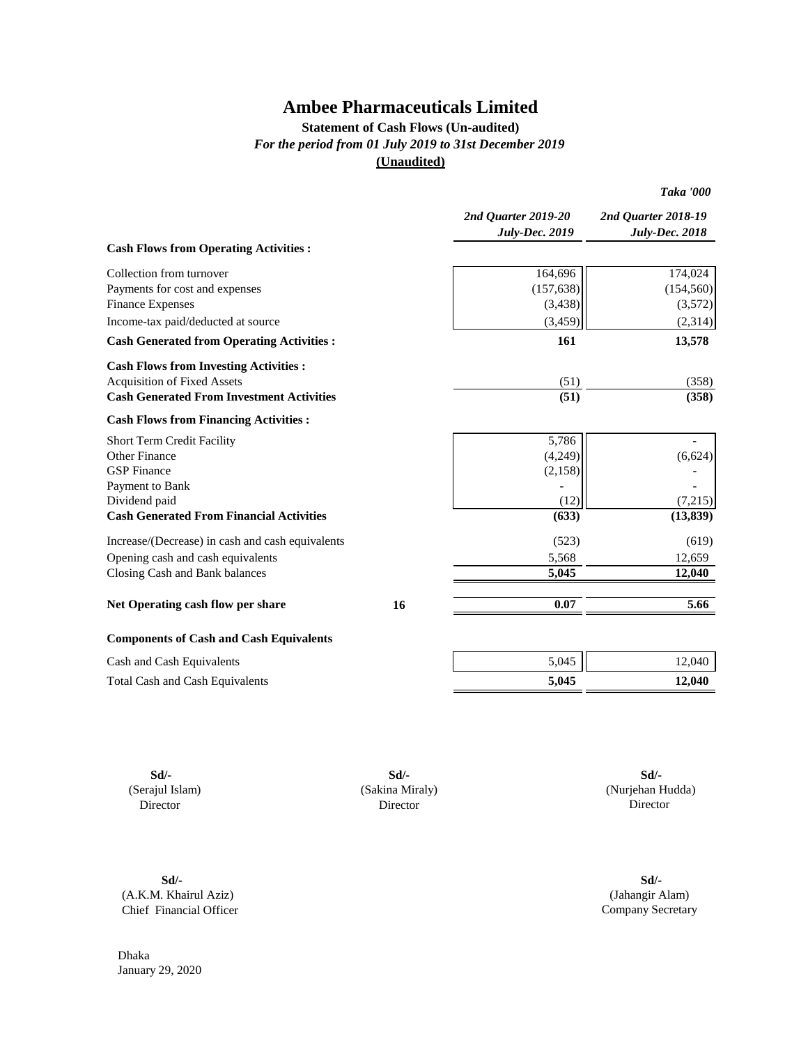# Ambee Pharmaceuticals Limited

**Statement of Cash Flows (Un-audited)**

***For the period from 01 July 2019 to 31st December 2019***

**(Unaudited)**

***Taka '000***

| | Notes | ***2nd Quarter 2019-20 July-Dec. 2019*** | ***2nd Quarter 2018-19 July-Dec. 2018*** |
|---|---|---|---|
| **Cash Flows from Operating Activities :** | | | |
| Collection from turnover | | 164,696 | 174,024 |
| Payments for cost and expenses | | (157,638) | (154,560) |
| Finance Expenses | | (3,438) | (3,572) |
| Income-tax paid/deducted at source | | (3,459) | (2,314) |
| **Cash Generated from Operating Activities :** | | **161** | **13,578** |
| **Cash Flows from Investing Activities :** | | | |
| Acquisition of Fixed Assets | | (51) | (358) |
| **Cash Generated From Investment Activities** | | **(51)** | **(358)** |
| **Cash Flows from Financing Activities :** | | | |
| Short Term Credit Facility | | 5,786 | - |
| Other Finance | | (4,249) | (6,624) |
| GSP Finance | | (2,158) | - |
| Payment to Bank | | - | - |
| Dividend paid | | (12) | (7,215) |
| **Cash Generated From Financial Activities** | | **(633)** | **(13,839)** |
| Increase/(Decrease) in cash and cash equivalents | | (523) | (619) |
| Opening cash and cash equivalents | | 5,568 | 12,659 |
| Closing Cash and Bank balances | | **5,045** | **12,040** |
| **Net Operating cash flow per share** | **16** | **0.07** | **5.66** |
| **Components of Cash and Cash Equivalents** | | | |
| Cash and Cash Equivalents | | 5,045 | 12,040 |
| Total Cash and Cash Equivalents | | **5,045** | **12,040** |

| | | |
|---|---|---|
| **Sd/-** (Serajul Islam) Director | **Sd/-** (Sakina Miraly) Director | **Sd/-** (Nurjehan Hudda) Director |
| **Sd/-** (A.K.M. Khairul Aziz) Chief Financial Officer | | **Sd/-** (Jahangir Alam) Company Secretary |

Dhaka
January 29, 2020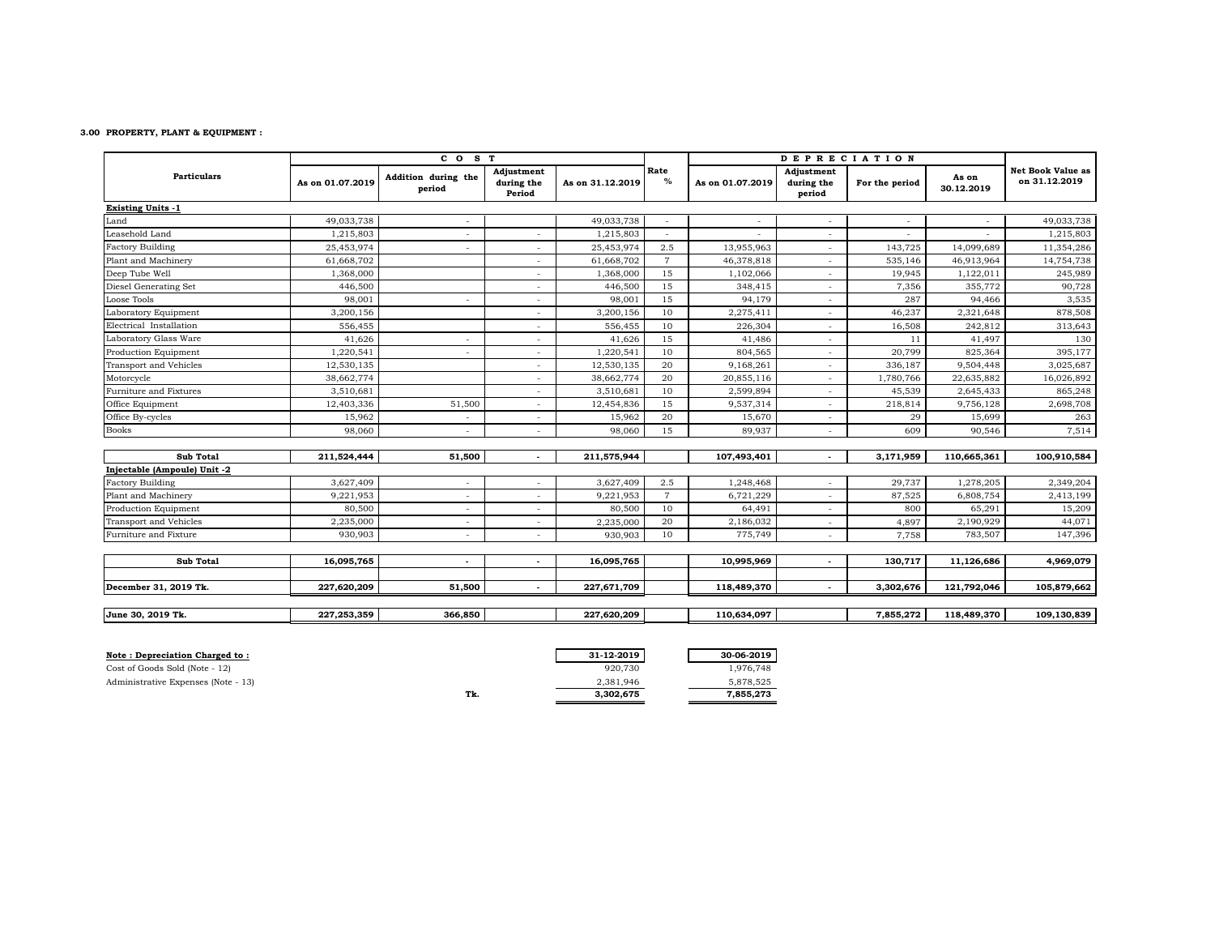**3.00 PROPERTY, PLANT & EQUIPMENT :**

| Particulars | COST | | | | Rate % | DEPRECIATION | | | | Net Book Value as on 31.12.2019 |
|---|---|---|---|---|---|---|---|---|---|---|
| | As on 01.07.2019 | Addition during the period | Adjustment during the Period | As on 31.12.2019 | | As on 01.07.2019 | Adjustment during the period | For the period | As on 30.12.2019 | |
| **Existing Units -1** | | | | | | | | | | |
| Land | 49,033,738 | - | | 49,033,738 | - | - | - | - | - | 49,033,738 |
| Leasehold Land | 1,215,803 | - | - | 1,215,803 | - | - | - | - | - | 1,215,803 |
| Factory Building | 25,453,974 | - | - | 25,453,974 | 2.5 | 13,955,963 | - | 143,725 | 14,099,689 | 11,354,286 |
| Plant and Machinery | 61,668,702 | | - | 61,668,702 | 7 | 46,378,818 | - | 535,146 | 46,913,964 | 14,754,738 |
| Deep Tube Well | 1,368,000 | | - | 1,368,000 | 15 | 1,102,066 | - | 19,945 | 1,122,011 | 245,989 |
| Diesel Generating Set | 446,500 | | - | 446,500 | 15 | 348,415 | - | 7,356 | 355,772 | 90,728 |
| Loose Tools | 98,001 | - | - | 98,001 | 15 | 94,179 | - | 287 | 94,466 | 3,535 |
| Laboratory Equipment | 3,200,156 | | - | 3,200,156 | 10 | 2,275,411 | - | 46,237 | 2,321,648 | 878,508 |
| Electrical Installation | 556,455 | | - | 556,455 | 10 | 226,304 | - | 16,508 | 242,812 | 313,643 |
| Laboratory Glass Ware | 41,626 | - | - | 41,626 | 15 | 41,486 | - | 11 | 41,497 | 130 |
| Production Equipment | 1,220,541 | - | - | 1,220,541 | 10 | 804,565 | - | 20,799 | 825,364 | 395,177 |
| Transport and Vehicles | 12,530,135 | | - | 12,530,135 | 20 | 9,168,261 | - | 336,187 | 9,504,448 | 3,025,687 |
| Motorcycle | 38,662,774 | | - | 38,662,774 | 20 | 20,855,116 | - | 1,780,766 | 22,635,882 | 16,026,892 |
| Furniture and Fixtures | 3,510,681 | | - | 3,510,681 | 10 | 2,599,894 | - | 45,539 | 2,645,433 | 865,248 |
| Office Equipment | 12,403,336 | 51,500 | - | 12,454,836 | 15 | 9,537,314 | - | 218,814 | 9,756,128 | 2,698,708 |
| Office By-cycles | 15,962 | - | - | 15,962 | 20 | 15,670 | - | 29 | 15,699 | 263 |
| Books | 98,060 | - | - | 98,060 | 15 | 89,937 | - | 609 | 90,546 | 7,514 |
| **Sub Total** | **211,524,444** | **51,500** | **-** | **211,575,944** | | **107,493,401** | **-** | **3,171,959** | **110,665,361** | **100,910,584** |
| **Injectable (Ampoule) Unit -2** | | | | | | | | | | |
| Factory Building | 3,627,409 | - | - | 3,627,409 | 2.5 | 1,248,468 | - | 29,737 | 1,278,205 | 2,349,204 |
| Plant and Machinery | 9,221,953 | - | - | 9,221,953 | 7 | 6,721,229 | - | 87,525 | 6,808,754 | 2,413,199 |
| Production Equipment | 80,500 | - | - | 80,500 | 10 | 64,491 | - | 800 | 65,291 | 15,209 |
| Transport and Vehicles | 2,235,000 | - | - | 2,235,000 | 20 | 2,186,032 | - | 4,897 | 2,190,929 | 44,071 |
| Furniture and Fixture | 930,903 | - | - | 930,903 | 10 | 775,749 | - | 7,758 | 783,507 | 147,396 |
| **Sub Total** | **16,095,765** | **-** | **-** | **16,095,765** | | **10,995,969** | **-** | **130,717** | **11,126,686** | **4,969,079** |
| **December 31, 2019 Tk.** | **227,620,209** | **51,500** | **-** | **227,671,709** | | **118,489,370** | **-** | **3,302,676** | **121,792,046** | **105,879,662** |
| **June 30, 2019 Tk.** | **227,253,359** | **366,850** | | **227,620,209** | | **110,634,097** | | **7,855,272** | **118,489,370** | **109,130,839** |

| **Note : Depreciation Charged to :** | | 31-12-2019 | 30-06-2019 |
|---|---|---|---|
| Cost of Goods Sold (Note - 12) | | 920,730 | 1,976,748 |
| Administrative Expenses (Note - 13) | | 2,381,946 | 5,878,525 |
| | Tk. | **3,302,675** | **7,855,273** |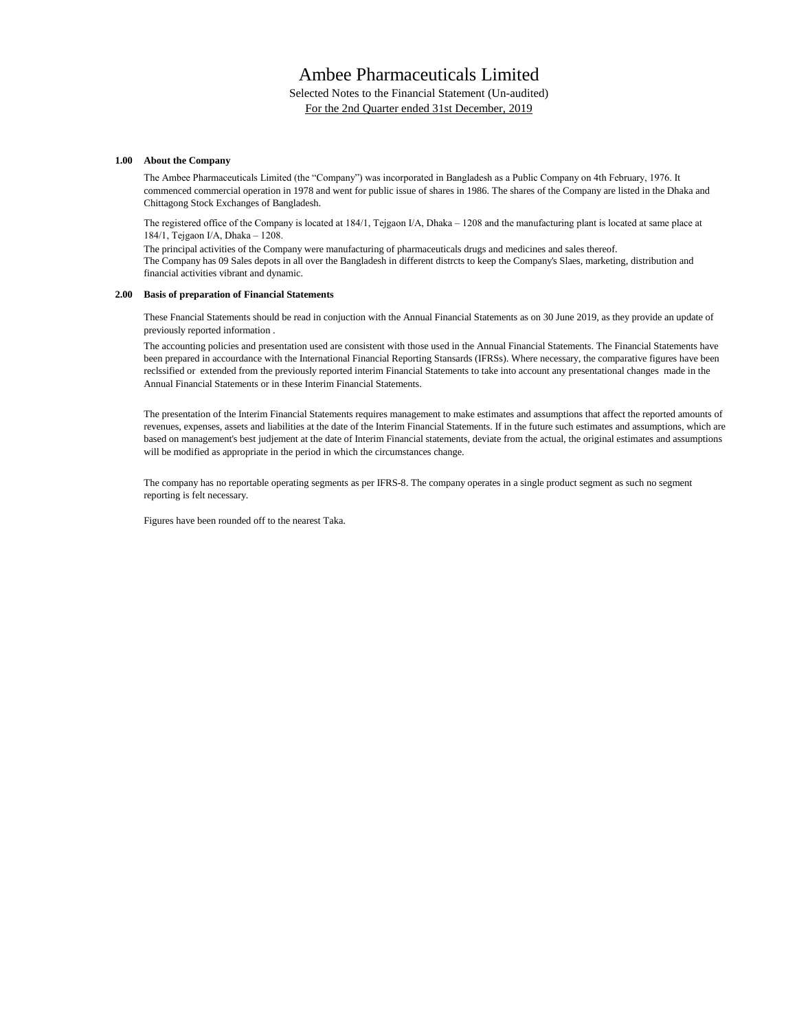# Ambee Pharmaceuticals Limited

Selected Notes to the Financial Statement (Un-audited)

For the 2nd Quarter ended 31st December, 2019

**1.00 About the Company**

The Ambee Pharmaceuticals Limited (the "Company") was incorporated in Bangladesh as a Public Company on 4th February, 1976. It commenced commercial operation in 1978 and went for public issue of shares in 1986. The shares of the Company are listed in the Dhaka and Chittagong Stock Exchanges of Bangladesh.

The registered office of the Company is located at 184/1, Tejgaon I/A, Dhaka – 1208 and the manufacturing plant is located at same place at 184/1, Tejgaon I/A, Dhaka – 1208.

The principal activities of the Company were manufacturing of pharmaceuticals drugs and medicines and sales thereof.

The Company has 09 Sales depots in all over the Bangladesh in different distrcts to keep the Company's Slaes, marketing, distribution and financial activities vibrant and dynamic.

**2.00 Basis of preparation of Financial Statements**

These Fnancial Statements should be read in conjuction with the Annual Financial Statements as on 30 June 2019, as they provide an update of previously reported information .

The accounting policies and presentation used are consistent with those used in the Annual Financial Statements. The Financial Statements have been prepared in accourdance with the International Financial Reporting Stansards (IFRSs). Where necessary, the comparative figures have been reclssified or extended from the previously reported interim Financial Statements to take into account any presentational changes made in the Annual Financial Statements or in these Interim Financial Statements.

The presentation of the Interim Financial Statements requires management to make estimates and assumptions that affect the reported amounts of revenues, expenses, assets and liabilities at the date of the Interim Financial Statements. If in the future such estimates and assumptions, which are based on management's best judjement at the date of Interim Financial statements, deviate from the actual, the original estimates and assumptions will be modified as appropriate in the period in which the circumstances change.

The company has no reportable operating segments as per IFRS-8. The company operates in a single product segment as such no segment reporting is felt necessary.

Figures have been rounded off to the nearest Taka.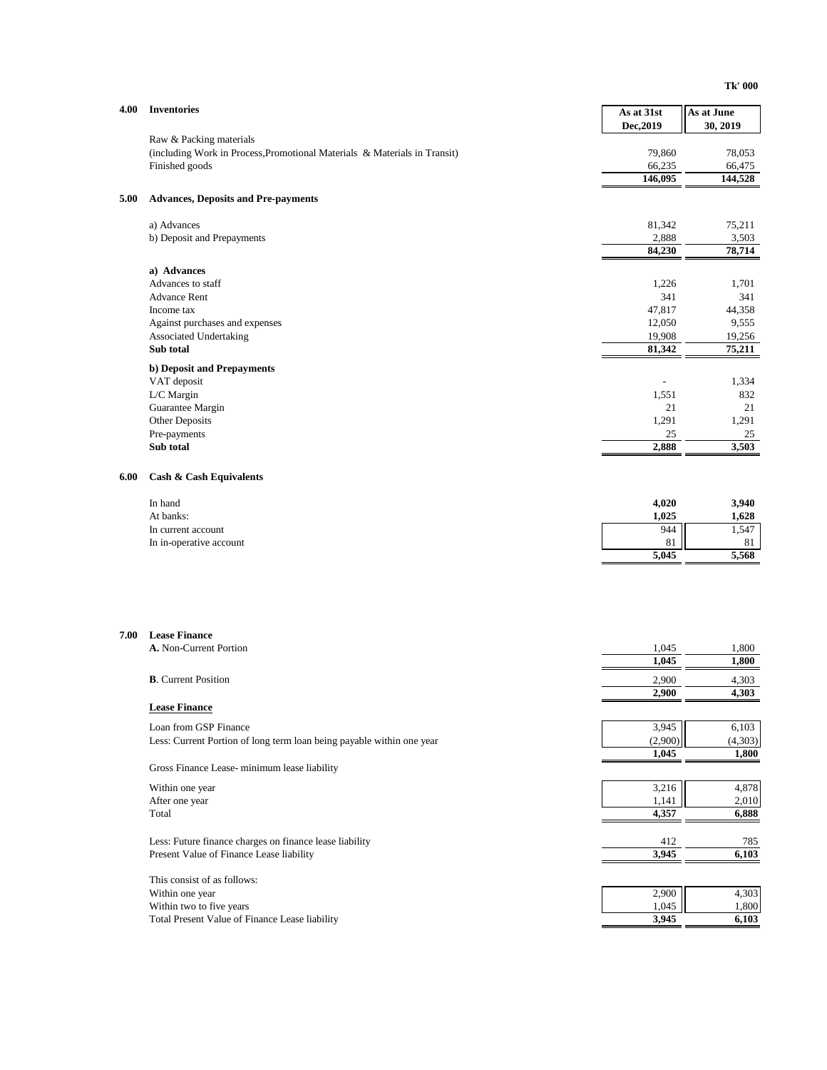Tk' 000

## 4.00 Inventories

| | As at 31st Dec,2019 | As at June 30, 2019 |
|---|---|---|
| Raw & Packing materials | | |
| (including Work in Process,Promotional Materials & Materials in Transit) | 79,860 | 78,053 |
| Finished goods | 66,235 | 66,475 |
| | **146,095** | **144,528** |

## 5.00 Advances, Deposits and Pre-payments

| | As at 31st Dec,2019 | As at June 30, 2019 |
|---|---|---|
| a) Advances | 81,342 | 75,211 |
| b) Deposit and Prepayments | 2,888 | 3,503 |
| | **84,230** | **78,714** |
| **a) Advances** | | |
| Advances to staff | 1,226 | 1,701 |
| Advance Rent | 341 | 341 |
| Income tax | 47,817 | 44,358 |
| Against purchases and expenses | 12,050 | 9,555 |
| Associated Undertaking | 19,908 | 19,256 |
| **Sub total** | **81,342** | **75,211** |
| **b) Deposit and Prepayments** | | |
| VAT deposit | - | 1,334 |
| L/C Margin | 1,551 | 832 |
| Guarantee Margin | 21 | 21 |
| Other Deposits | 1,291 | 1,291 |
| Pre-payments | 25 | 25 |
| **Sub total** | **2,888** | **3,503** |

## 6.00 Cash & Cash Equivalents

| | As at 31st Dec,2019 | As at June 30, 2019 |
|---|---|---|
| In hand | **4,020** | **3,940** |
| At banks: | **1,025** | **1,628** |
| In current account | 944 | 1,547 |
| In in-operative account | 81 | 81 |
| | **5,045** | **5,568** |

## 7.00 Lease Finance

| | As at 31st Dec,2019 | As at June 30, 2019 |
|---|---|---|
| **A.** Non-Current Portion | 1,045 | 1,800 |
| | **1,045** | **1,800** |
| **B**. Current Position | 2,900 | 4,303 |
| | **2,900** | **4,303** |
| **Lease Finance** | | |
| Loan from GSP Finance | 3,945 | 6,103 |
| Less: Current Portion of long term loan being payable within one year | (2,900) | (4,303) |
| | **1,045** | **1,800** |
| Gross Finance Lease- minimum lease liability | | |
| Within one year | 3,216 | 4,878 |
| After one year | 1,141 | 2,010 |
| Total | **4,357** | **6,888** |
| Less: Future finance charges on finance lease liability | 412 | 785 |
| Present Value of Finance Lease liability | **3,945** | **6,103** |
| This consist of as follows: | | |
| Within one year | 2,900 | 4,303 |
| Within two to five years | 1,045 | 1,800 |
| Total Present Value of Finance Lease liability | **3,945** | **6,103** |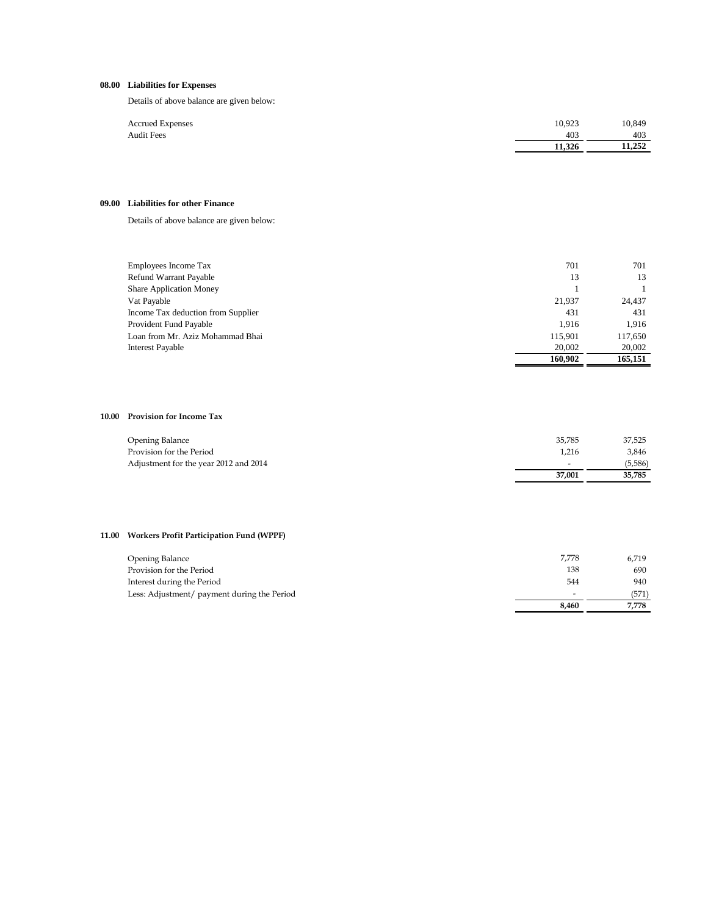### 08.00 Liabilities for Expenses

Details of above balance are given below:

| | | |
|---|---:|---:|
| Accrued Expenses | 10,923 | 10,849 |
| Audit Fees | 403 | 403 |
| | **11,326** | **11,252** |

### 09.00 Liabilities for other Finance

Details of above balance are given below:

| | | |
|---|---:|---:|
| Employees Income Tax | 701 | 701 |
| Refund Warrant Payable | 13 | 13 |
| Share Application Money | 1 | 1 |
| Vat Payable | 21,937 | 24,437 |
| Income Tax deduction from Supplier | 431 | 431 |
| Provident Fund Payable | 1,916 | 1,916 |
| Loan from Mr. Aziz Mohammad Bhai | 115,901 | 117,650 |
| Interest Payable | 20,002 | 20,002 |
| | **160,902** | **165,151** |

### 10.00 Provision for Income Tax

| | | |
|---|---:|---:|
| Opening Balance | 35,785 | 37,525 |
| Provision for the Period | 1,216 | 3,846 |
| Adjustment for the year 2012 and 2014 | - | (5,586) |
| | **37,001** | **35,785** |

### 11.00 Workers Profit Participation Fund (WPPF)

| | | |
|---|---:|---:|
| Opening Balance | 7,778 | 6,719 |
| Provision for the Period | 138 | 690 |
| Interest during the Period | 544 | 940 |
| Less: Adjustment/ payment during the Period | - | (571) |
| | **8,460** | **7,778** |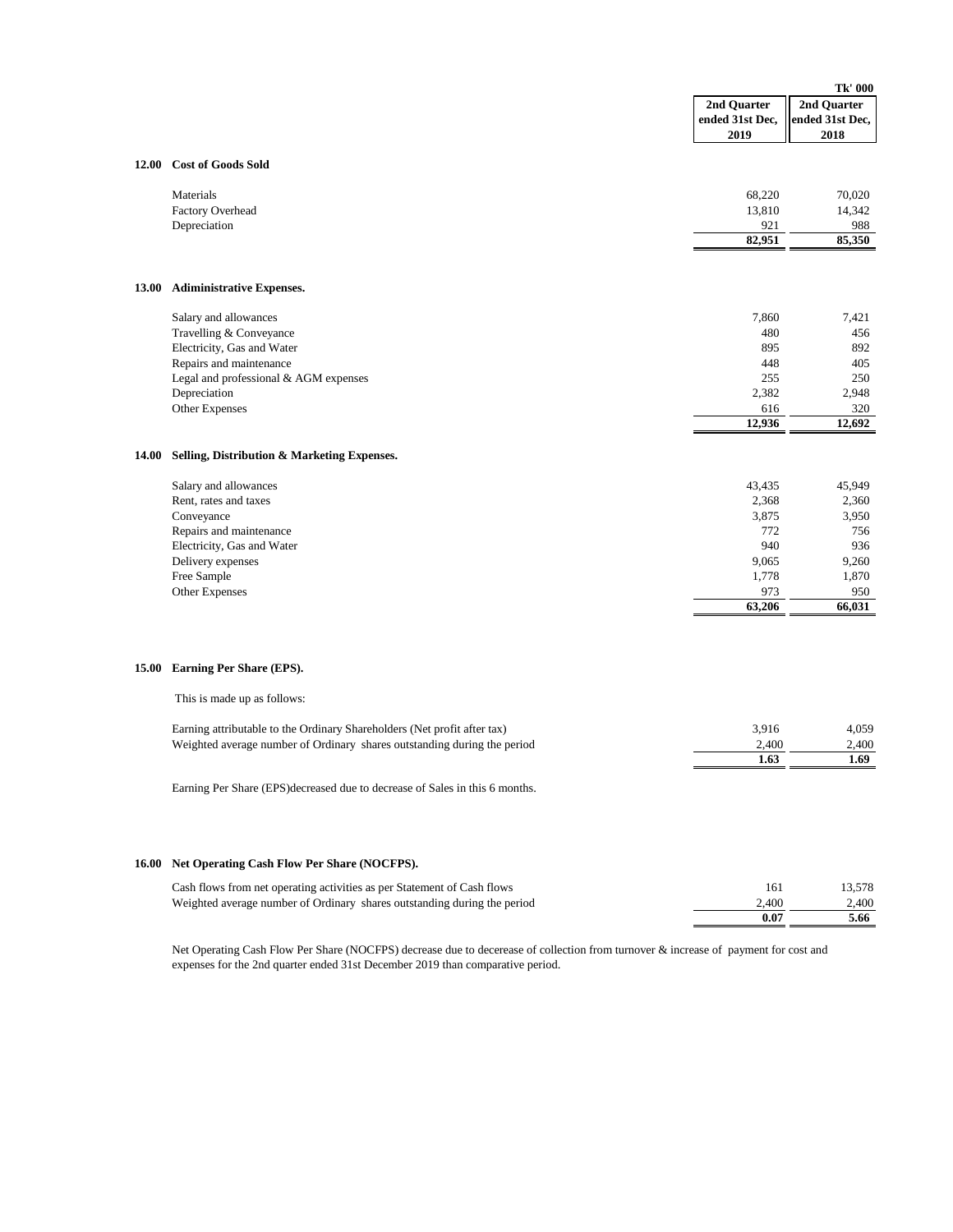| | 2nd Quarter ended 31st Dec, 2019 | 2nd Quarter ended 31st Dec, 2018 |
|---|---|---|
| | | **Tk' 000** |

## 12.00 Cost of Goods Sold

| | 2nd Quarter ended 31st Dec, 2019 | 2nd Quarter ended 31st Dec, 2018 |
|---|---|---|
| Materials | 68,220 | 70,020 |
| Factory Overhead | 13,810 | 14,342 |
| Depreciation | 921 | 988 |
| | **82,951** | **85,350** |

## 13.00 Adiministrative Expenses.

| | 2nd Quarter ended 31st Dec, 2019 | 2nd Quarter ended 31st Dec, 2018 |
|---|---|---|
| Salary and allowances | 7,860 | 7,421 |
| Travelling & Conveyance | 480 | 456 |
| Electricity, Gas and Water | 895 | 892 |
| Repairs and maintenance | 448 | 405 |
| Legal and professional & AGM expenses | 255 | 250 |
| Depreciation | 2,382 | 2,948 |
| Other Expenses | 616 | 320 |
| | **12,936** | **12,692** |

## 14.00 Selling, Distribution & Marketing Expenses.

| | 2nd Quarter ended 31st Dec, 2019 | 2nd Quarter ended 31st Dec, 2018 |
|---|---|---|
| Salary and allowances | 43,435 | 45,949 |
| Rent, rates and taxes | 2,368 | 2,360 |
| Conveyance | 3,875 | 3,950 |
| Repairs and maintenance | 772 | 756 |
| Electricity, Gas and Water | 940 | 936 |
| Delivery expenses | 9,065 | 9,260 |
| Free Sample | 1,778 | 1,870 |
| Other Expenses | 973 | 950 |
| | **63,206** | **66,031** |

## 15.00 Earning Per Share (EPS).

This is made up as follows:

| | 2nd Quarter ended 31st Dec, 2019 | 2nd Quarter ended 31st Dec, 2018 |
|---|---|---|
| Earning attributable to the Ordinary Shareholders (Net profit after tax) | 3,916 | 4,059 |
| Weighted average number of Ordinary shares outstanding during the period | 2,400 | 2,400 |
| | **1.63** | **1.69** |

Earning Per Share (EPS)decreased due to decrease of Sales in this 6 months.

## 16.00 Net Operating Cash Flow Per Share (NOCFPS).

| | 2nd Quarter ended 31st Dec, 2019 | 2nd Quarter ended 31st Dec, 2018 |
|---|---|---|
| Cash flows from net operating activities as per Statement of Cash flows | 161 | 13,578 |
| Weighted average number of Ordinary shares outstanding during the period | 2,400 | 2,400 |
| | **0.07** | **5.66** |

Net Operating Cash Flow Per Share (NOCFPS) decrease due to decerease of collection from turnover & increase of payment for cost and expenses for the 2nd quarter ended 31st December 2019 than comparative period.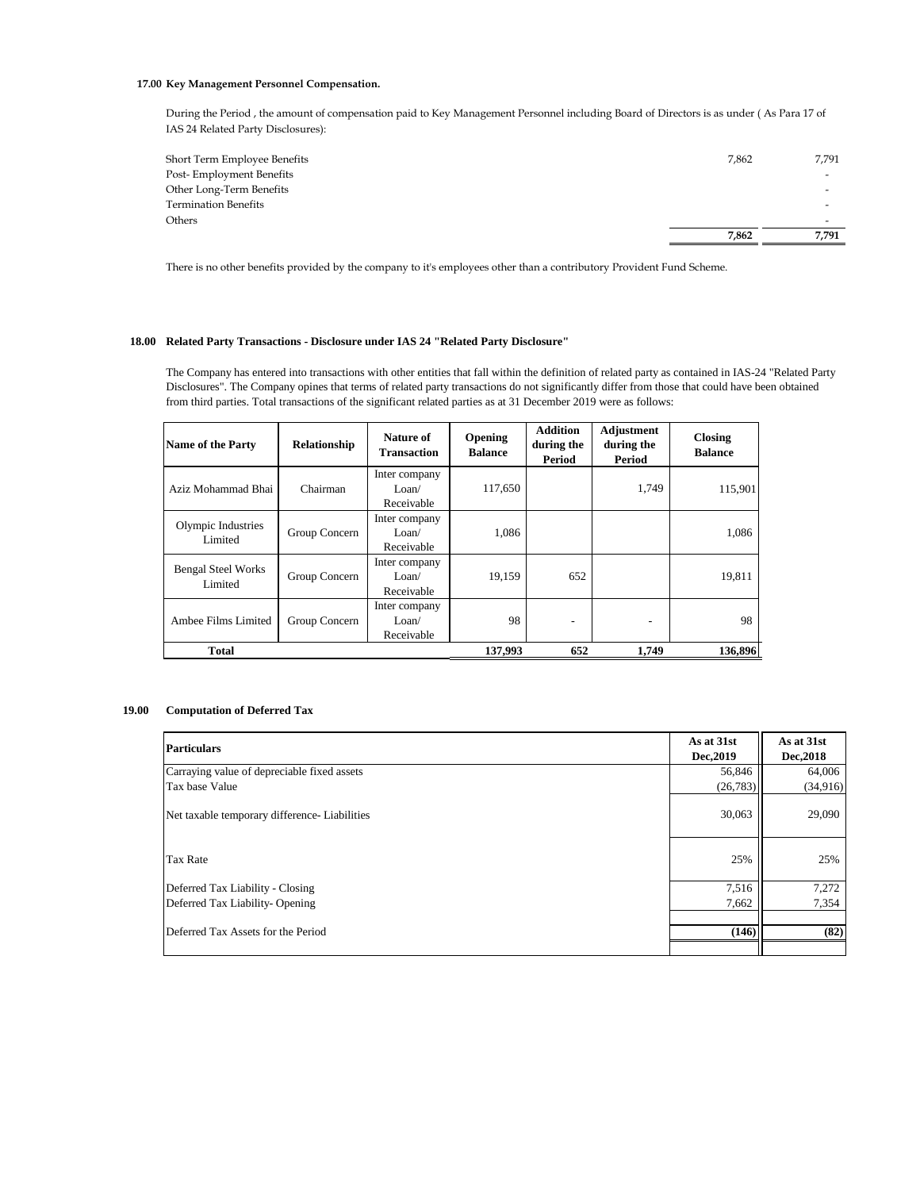### 17.00 Key Management Personnel Compensation.

During the Period , the amount of compensation paid to Key Management Personnel including Board of Directors is as under ( As Para 17 of IAS 24 Related Party Disclosures):

| | | |
|---|---|---|
| Short Term Employee Benefits | 7,862 | 7,791 |
| Post- Employment Benefits | | - |
| Other Long-Term Benefits | | - |
| Termination Benefits | | - |
| Others | | - |
| | **7,862** | **7,791** |

There is no other benefits provided by the company to it's employees other than a contributory Provident Fund Scheme.

### 18.00 Related Party Transactions - Disclosure under IAS 24 "Related Party Disclosure"

The Company has entered into transactions with other entities that fall within the definition of related party as contained in IAS-24 "Related Party Disclosures". The Company opines that terms of related party transactions do not significantly differ from those that could have been obtained from third parties. Total transactions of the significant related parties as at 31 December 2019 were as follows:

| Name of the Party | Relationship | Nature of Transaction | Opening Balance | Addition during the Period | Adjustment during the Period | Closing Balance |
|---|---|---|---|---|---|---|
| Aziz Mohammad Bhai | Chairman | Inter company Loan/ Receivable | 117,650 | | 1,749 | 115,901 |
| Olympic Industries Limited | Group Concern | Inter company Loan/ Receivable | 1,086 | | | 1,086 |
| Bengal Steel Works Limited | Group Concern | Inter company Loan/ Receivable | 19,159 | 652 | | 19,811 |
| Ambee Films Limited | Group Concern | Inter company Loan/ Receivable | 98 | - | - | 98 |
| **Total** | | | **137,993** | **652** | **1,749** | **136,896** |

### 19.00 Computation of Deferred Tax

| Particulars | As at 31st Dec,2019 | As at 31st Dec,2018 |
|---|---|---|
| Carraying value of depreciable fixed assets | 56,846 | 64,006 |
| Tax base Value | (26,783) | (34,916) |
| Net taxable temporary difference- Liabilities | 30,063 | 29,090 |
| Tax Rate | 25% | 25% |
| Deferred Tax Liability - Closing | 7,516 | 7,272 |
| Deferred Tax Liability- Opening | 7,662 | 7,354 |
| Deferred Tax Assets for the Period | **(146)** | **(82)** |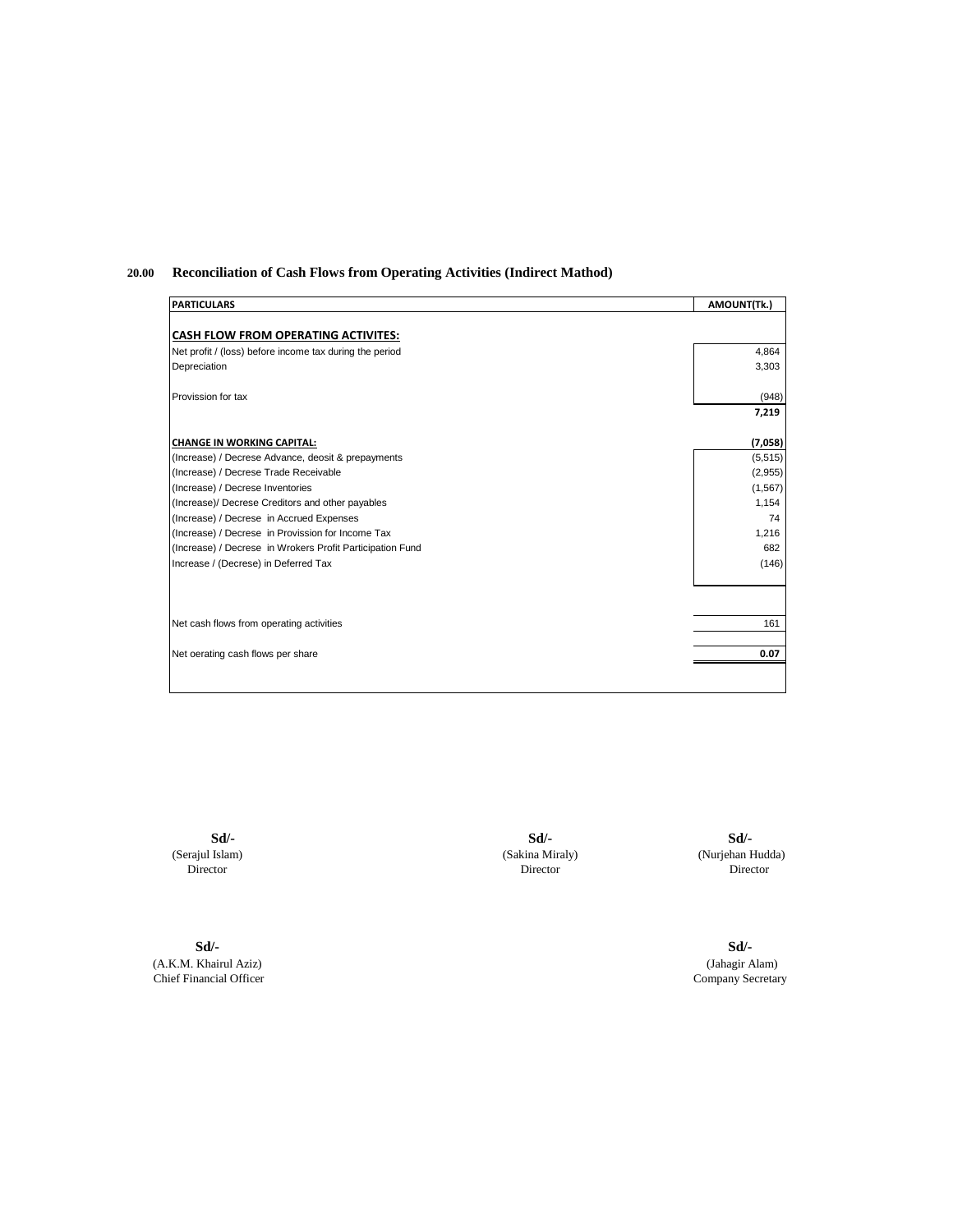## 20.00 Reconciliation of Cash Flows from Operating Activities (Indirect Mathod)

| PARTICULARS | AMOUNT(Tk.) |
|---|---|
| **CASH FLOW FROM OPERATING ACTIVITES:** | |
| Net profit / (loss) before income tax during the period | 4,864 |
| Depreciation | 3,303 |
| Provission for tax | (948) |
| | **7,219** |
| **CHANGE IN WORKING CAPITAL:** | **(7,058)** |
| (Increase) / Decrese Advance, deosit & prepayments | (5,515) |
| (Increase) / Decrese Trade Receivable | (2,955) |
| (Increase) / Decrese Inventories | (1,567) |
| (Increase)/ Decrese Creditors and other payables | 1,154 |
| (Increase) / Decrese in Accrued Expenses | 74 |
| (Increase) / Decrese in Provission for Income Tax | 1,216 |
| (Increase) / Decrese in Wrokers Profit Participation Fund | 682 |
| Increase / (Decrese) in Deferred Tax | (146) |
| Net cash flows from operating activities | 161 |
| Net oerating cash flows per share | **0.07** |

**Sd/-**
(Serajul Islam)
Director

**Sd/-**
(Sakina Miraly)
Director

**Sd/-**
(Nurjehan Hudda)
Director

**Sd/-**
(A.K.M. Khairul Aziz)
Chief Financial Officer

**Sd/-**
(Jahagir Alam)
Company Secretary